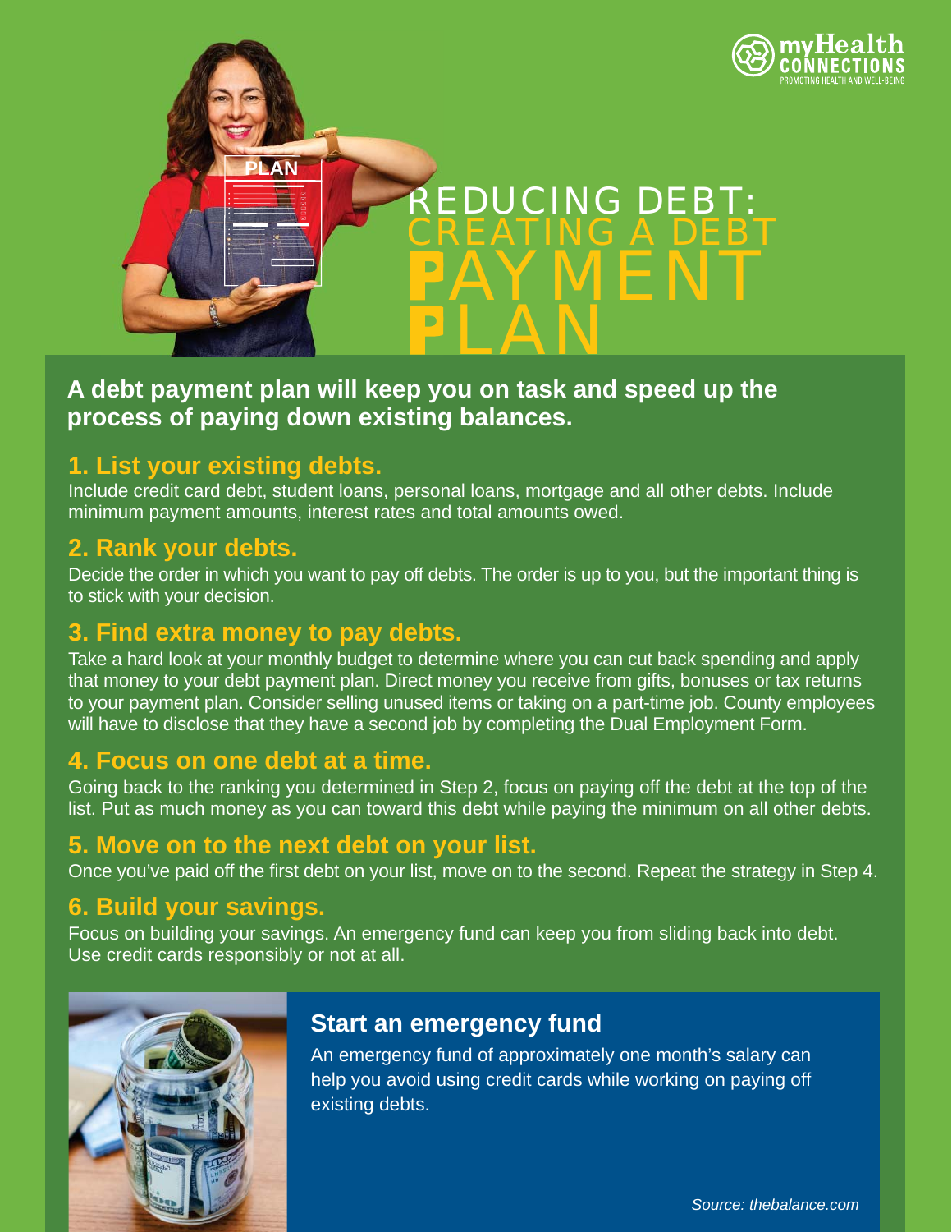myHealth CONNECTIONS
PROMOTING HEALTH AND WELL-BEING

# REDUCING DEBT: CREATING A DEBT PAYMENT PLAN

**A debt payment plan will keep you on task and speed up the process of paying down existing balances.**

## 1. List your existing debts.

Include credit card debt, student loans, personal loans, mortgage and all other debts. Include minimum payment amounts, interest rates and total amounts owed.

## 2. Rank your debts.

Decide the order in which you want to pay off debts. The order is up to you, but the important thing is to stick with your decision.

## 3. Find extra money to pay debts.

Take a hard look at your monthly budget to determine where you can cut back spending and apply that money to your debt payment plan. Direct money you receive from gifts, bonuses or tax returns to your payment plan. Consider selling unused items or taking on a part-time job. County employees will have to disclose that they have a second job by completing the Dual Employment Form.

## 4. Focus on one debt at a time.

Going back to the ranking you determined in Step 2, focus on paying off the debt at the top of the list. Put as much money as you can toward this debt while paying the minimum on all other debts.

## 5. Move on to the next debt on your list.

Once you've paid off the first debt on your list, move on to the second. Repeat the strategy in Step 4.

## 6. Build your savings.

Focus on building your savings. An emergency fund can keep you from sliding back into debt. Use credit cards responsibly or not at all.

### Start an emergency fund

An emergency fund of approximately one month's salary can help you avoid using credit cards while working on paying off existing debts.

*Source: thebalance.com*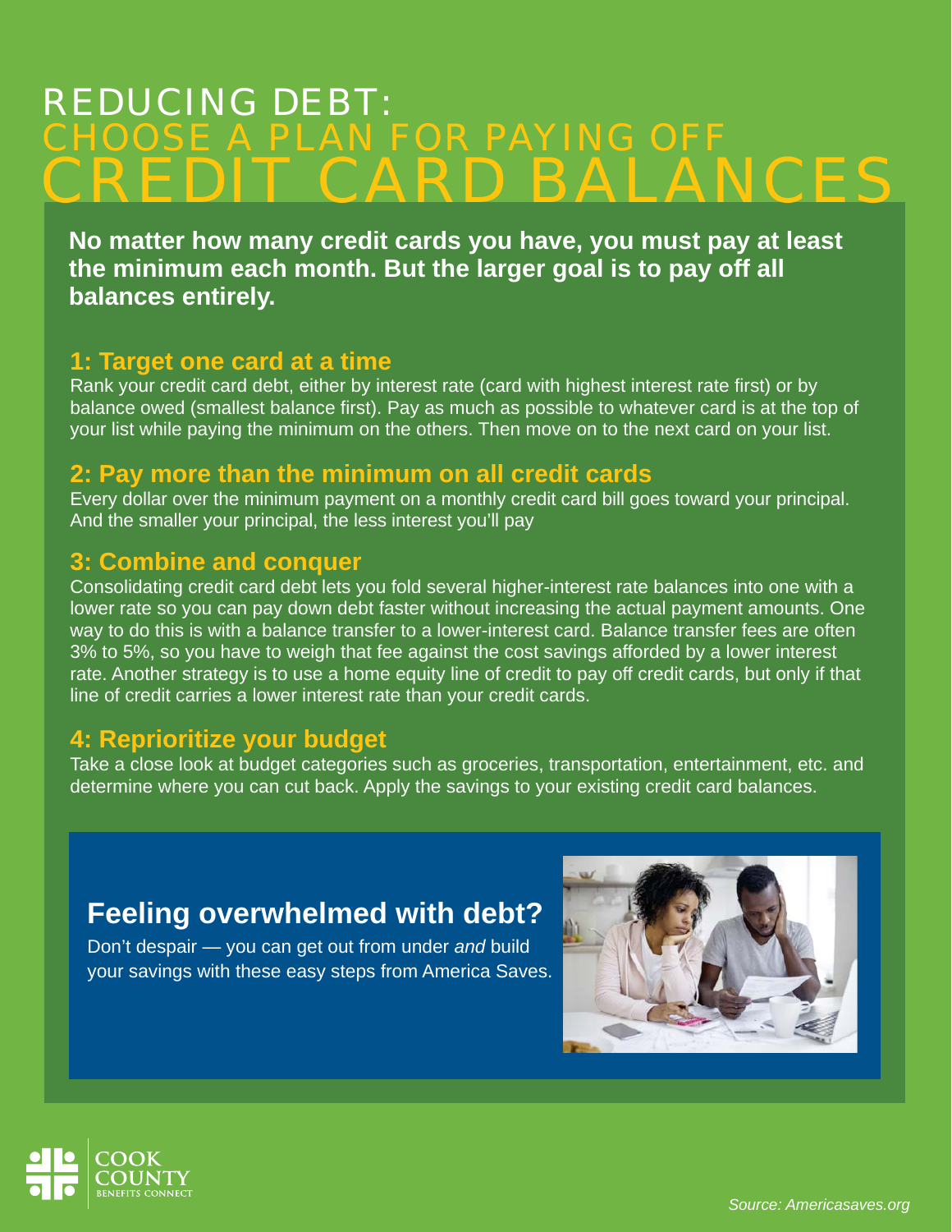# REDUCING DEBT: CHOOSE A PLAN FOR PAYING OFF CREDIT CARD BALANCES

**No matter how many credit cards you have, you must pay at least the minimum each month. But the larger goal is to pay off all balances entirely.**

## 1: Target one card at a time

Rank your credit card debt, either by interest rate (card with highest interest rate first) or by balance owed (smallest balance first). Pay as much as possible to whatever card is at the top of your list while paying the minimum on the others. Then move on to the next card on your list.

## 2: Pay more than the minimum on all credit cards

Every dollar over the minimum payment on a monthly credit card bill goes toward your principal. And the smaller your principal, the less interest you'll pay

## 3: Combine and conquer

Consolidating credit card debt lets you fold several higher-interest rate balances into one with a lower rate so you can pay down debt faster without increasing the actual payment amounts. One way to do this is with a balance transfer to a lower-interest card. Balance transfer fees are often 3% to 5%, so you have to weigh that fee against the cost savings afforded by a lower interest rate. Another strategy is to use a home equity line of credit to pay off credit cards, but only if that line of credit carries a lower interest rate than your credit cards.

## 4: Reprioritize your budget

Take a close look at budget categories such as groceries, transportation, entertainment, etc. and determine where you can cut back. Apply the savings to your existing credit card balances.

## Feeling overwhelmed with debt?

Don't despair — you can get out from under *and* build your savings with these easy steps from America Saves.

COOK COUNTY BENEFITS CONNECT

*Source: Americasaves.org*